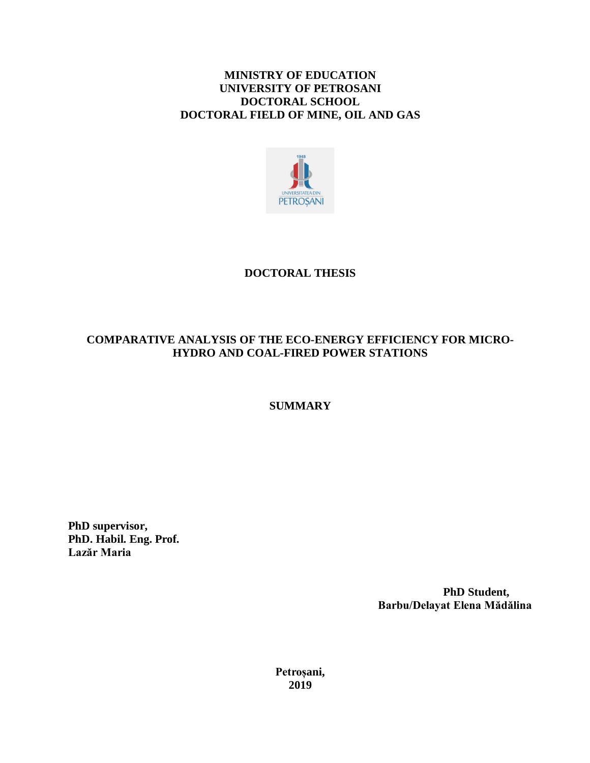**MINISTRY OF EDUCATION**
**UNIVERSITY OF PETROSANI**
**DOCTORAL SCHOOL**
**DOCTORAL FIELD OF MINE, OIL AND GAS**

# DOCTORAL THESIS

# COMPARATIVE ANALYSIS OF THE ECO-ENERGY EFFICIENCY FOR MICRO-HYDRO AND COAL-FIRED POWER STATIONS

## SUMMARY

**PhD supervisor,**
**PhD. Habil. Eng. Prof.**
**Lazăr Maria**

**PhD Student,**
**Barbu/Delayat Elena Mădălina**

**Petroșani,**
**2019**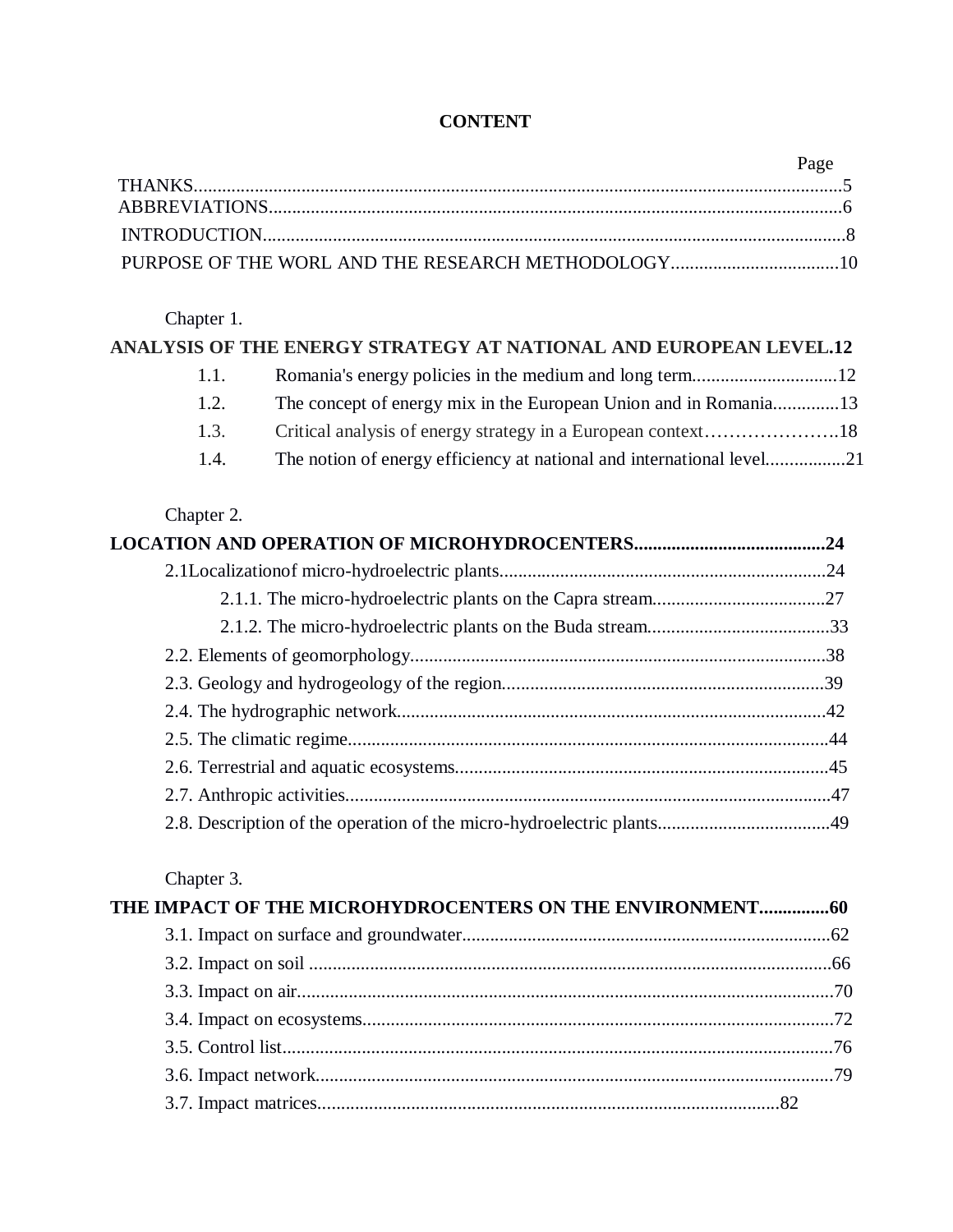**CONTENT**

Page

THANKS..............................................................................................................................5
ABBREVIATIONS...............................................................................................................6
INTRODUCTION..................................................................................................................8
PURPOSE OF THE WORL AND THE RESEARCH METHODOLOGY....................................10

Chapter 1.

**ANALYSIS OF THE ENERGY STRATEGY AT NATIONAL AND EUROPEAN LEVEL.12**

1.1. Romania's energy policies in the medium and long term...............................12
1.2. The concept of energy mix in the European Union and in Romania..............13
1.3. Critical analysis of energy strategy in a European context………………….18
1.4. The notion of energy efficiency at national and international level.................21

Chapter 2.

**LOCATION AND OPERATION OF MICROHYDROCENTERS.........................................24**

2.1Localizationof micro-hydroelectric plants......................................................................24
2.1.1. The micro-hydroelectric plants on the Capra stream....................................27
2.1.2. The micro-hydroelectric plants on the Buda stream.......................................33
2.2. Elements of geomorphology.........................................................................................38
2.3. Geology and hydrogeology of the region.....................................................................39
2.4. The hydrographic network............................................................................................42
2.5. The climatic regime.......................................................................................................44
2.6. Terrestrial and aquatic ecosystems................................................................................45
2.7. Anthropic activities........................................................................................................47
2.8. Description of the operation of the micro-hydroelectric plants.....................................49

Chapter 3.

**THE IMPACT OF THE MICROHYDROCENTERS ON THE ENVIRONMENT...............60**

3.1. Impact on surface and groundwater...............................................................................62
3.2. Impact on soil ................................................................................................................66
3.3. Impact on air...................................................................................................................70
3.4. Impact on ecosystems.....................................................................................................72
3.5. Control list......................................................................................................................76
3.6. Impact network...............................................................................................................79
3.7. Impact matrices..................................................................................................82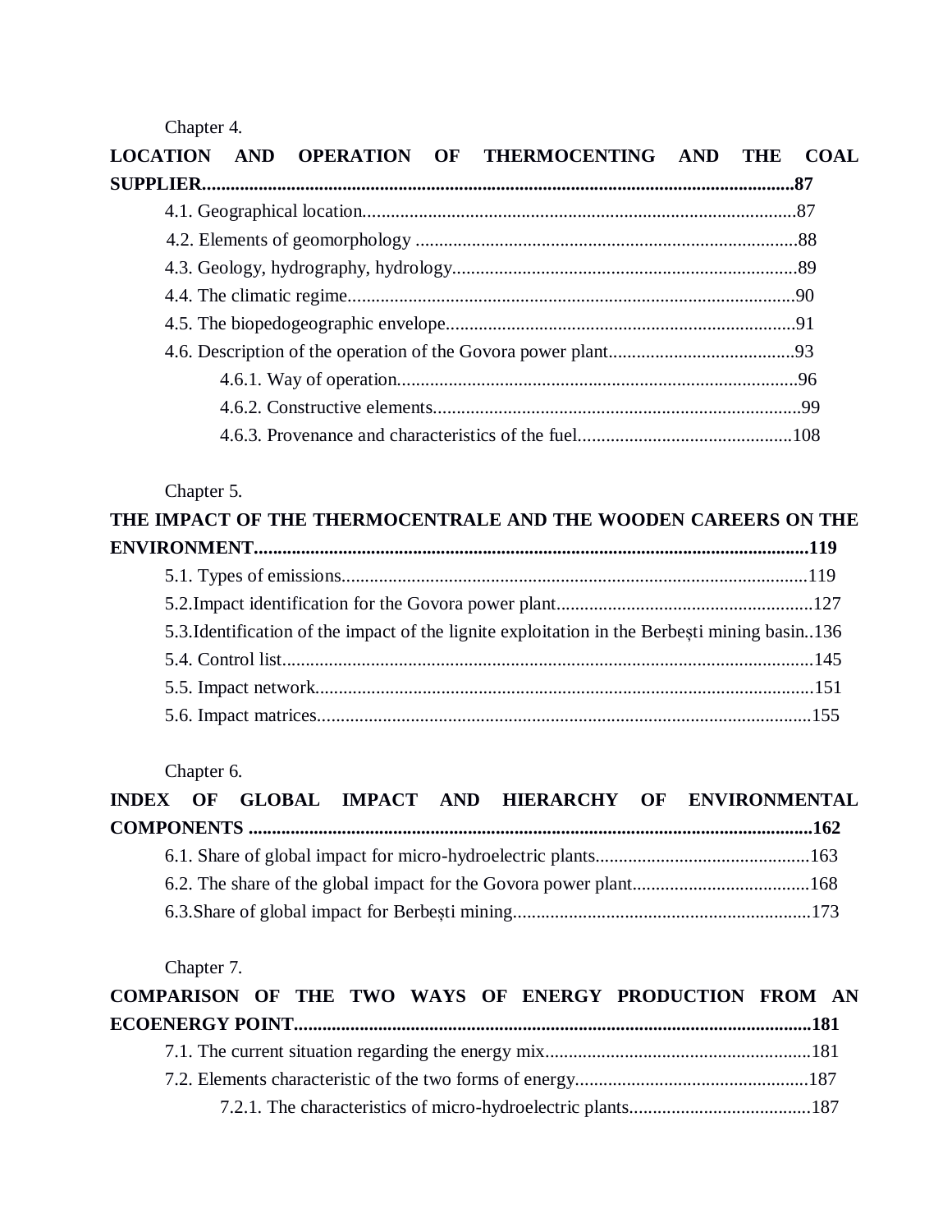Chapter 4.

**LOCATION AND OPERATION OF THERMOCENTING AND THE COAL SUPPLIER...............................................................................................................................87**

4.1. Geographical location.............................................................................................87

4.2. Elements of geomorphology ..................................................................................88

4.3. Geology, hydrography, hydrology..........................................................................89

4.4. The climatic regime.................................................................................................90

4.5. The biopedogeographic envelope...........................................................................91

4.6. Description of the operation of the Govora power plant........................................93

4.6.1. Way of operation.....................................................................................96

4.6.2. Constructive elements..............................................................................99

4.6.3. Provenance and characteristics of the fuel.............................................108

Chapter 5.

**THE IMPACT OF THE THERMOCENTRALE AND THE WOODEN CAREERS ON THE ENVIRONMENT......................................................................................................................119**

5.1. Types of emissions...................................................................................................119

5.2.Impact identification for the Govora power plant.......................................................127

5.3.Identification of the impact of the lignite exploitation in the Berbești mining basin..136

5.4. Control list..................................................................................................................145

5.5. Impact network...........................................................................................................151

5.6. Impact matrices..........................................................................................................155

Chapter 6.

**INDEX OF GLOBAL IMPACT AND HIERARCHY OF ENVIRONMENTAL COMPONENTS .......................................................................................................................162**

6.1. Share of global impact for micro-hydroelectric plants.............................................163

6.2. The share of the global impact for the Govora power plant......................................168

6.3.Share of global impact for Berbești mining...............................................................173

Chapter 7.

**COMPARISON OF THE TWO WAYS OF ENERGY PRODUCTION FROM AN ECOENERGY POINT.............................................................................................................181**

7.1. The current situation regarding the energy mix.........................................................181

7.2. Elements characteristic of the two forms of energy..................................................187

7.2.1. The characteristics of micro-hydroelectric plants......................................187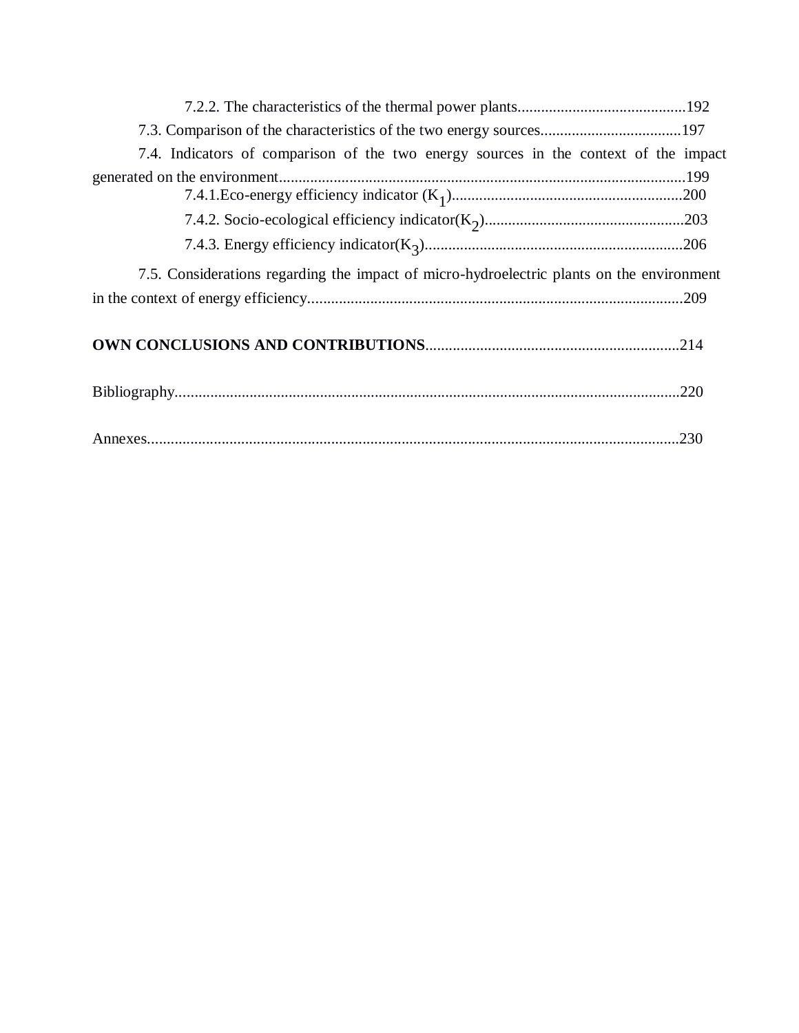7.2.2. The characteristics of the thermal power plants..........................................192

7.3. Comparison of the characteristics of the two energy sources...................................197

7.4. Indicators of comparison of the two energy sources in the context of the impact generated on the environment........................................................................................................199

7.4.1.Eco-energy efficiency indicator ($K_1$)..........................................................200

7.4.2. Socio-ecological efficiency indicator($K_2$)..................................................203

7.4.3. Energy efficiency indicator($K_3$)..................................................................206

7.5. Considerations regarding the impact of micro-hydroelectric plants on the environment in the context of energy efficiency...............................................................................................209

**OWN CONCLUSIONS AND CONTRIBUTIONS**................................................................214

Bibliography..................................................................................................................................220

Annexes........................................................................................................................................230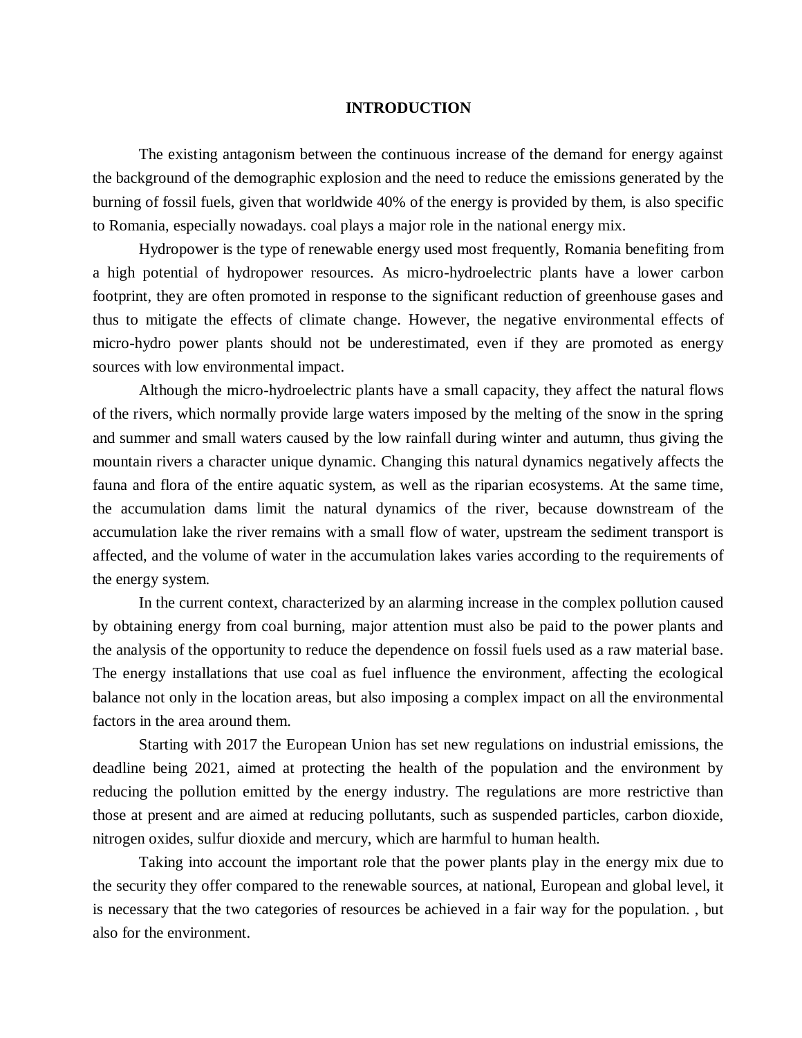# INTRODUCTION

The existing antagonism between the continuous increase of the demand for energy against the background of the demographic explosion and the need to reduce the emissions generated by the burning of fossil fuels, given that worldwide 40% of the energy is provided by them, is also specific to Romania, especially nowadays. coal plays a major role in the national energy mix.

Hydropower is the type of renewable energy used most frequently, Romania benefiting from a high potential of hydropower resources. As micro-hydroelectric plants have a lower carbon footprint, they are often promoted in response to the significant reduction of greenhouse gases and thus to mitigate the effects of climate change. However, the negative environmental effects of micro-hydro power plants should not be underestimated, even if they are promoted as energy sources with low environmental impact.

Although the micro-hydroelectric plants have a small capacity, they affect the natural flows of the rivers, which normally provide large waters imposed by the melting of the snow in the spring and summer and small waters caused by the low rainfall during winter and autumn, thus giving the mountain rivers a character unique dynamic. Changing this natural dynamics negatively affects the fauna and flora of the entire aquatic system, as well as the riparian ecosystems. At the same time, the accumulation dams limit the natural dynamics of the river, because downstream of the accumulation lake the river remains with a small flow of water, upstream the sediment transport is affected, and the volume of water in the accumulation lakes varies according to the requirements of the energy system.

In the current context, characterized by an alarming increase in the complex pollution caused by obtaining energy from coal burning, major attention must also be paid to the power plants and the analysis of the opportunity to reduce the dependence on fossil fuels used as a raw material base. The energy installations that use coal as fuel influence the environment, affecting the ecological balance not only in the location areas, but also imposing a complex impact on all the environmental factors in the area around them.

Starting with 2017 the European Union has set new regulations on industrial emissions, the deadline being 2021, aimed at protecting the health of the population and the environment by reducing the pollution emitted by the energy industry. The regulations are more restrictive than those at present and are aimed at reducing pollutants, such as suspended particles, carbon dioxide, nitrogen oxides, sulfur dioxide and mercury, which are harmful to human health.

Taking into account the important role that the power plants play in the energy mix due to the security they offer compared to the renewable sources, at national, European and global level, it is necessary that the two categories of resources be achieved in a fair way for the population. , but also for the environment.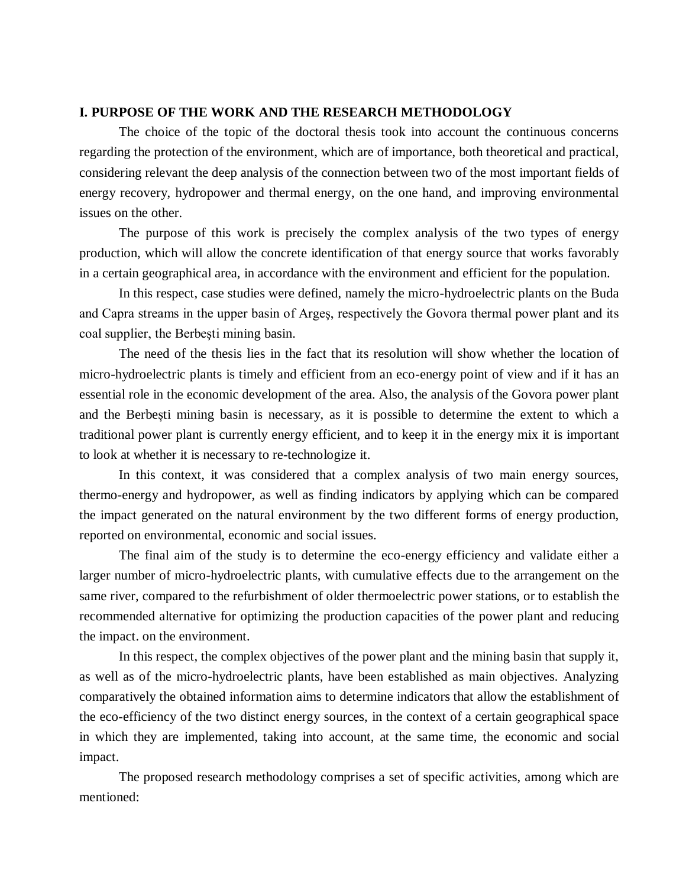## I. PURPOSE OF THE WORK AND THE RESEARCH METHODOLOGY

The choice of the topic of the doctoral thesis took into account the continuous concerns regarding the protection of the environment, which are of importance, both theoretical and practical, considering relevant the deep analysis of the connection between two of the most important fields of energy recovery, hydropower and thermal energy, on the one hand, and improving environmental issues on the other.

The purpose of this work is precisely the complex analysis of the two types of energy production, which will allow the concrete identification of that energy source that works favorably in a certain geographical area, in accordance with the environment and efficient for the population.

In this respect, case studies were defined, namely the micro-hydroelectric plants on the Buda and Capra streams in the upper basin of Argeş, respectively the Govora thermal power plant and its coal supplier, the Berbești mining basin.

The need of the thesis lies in the fact that its resolution will show whether the location of micro-hydroelectric plants is timely and efficient from an eco-energy point of view and if it has an essential role in the economic development of the area. Also, the analysis of the Govora power plant and the Berbești mining basin is necessary, as it is possible to determine the extent to which a traditional power plant is currently energy efficient, and to keep it in the energy mix it is important to look at whether it is necessary to re-technologize it.

In this context, it was considered that a complex analysis of two main energy sources, thermo-energy and hydropower, as well as finding indicators by applying which can be compared the impact generated on the natural environment by the two different forms of energy production, reported on environmental, economic and social issues.

The final aim of the study is to determine the eco-energy efficiency and validate either a larger number of micro-hydroelectric plants, with cumulative effects due to the arrangement on the same river, compared to the refurbishment of older thermoelectric power stations, or to establish the recommended alternative for optimizing the production capacities of the power plant and reducing the impact. on the environment.

In this respect, the complex objectives of the power plant and the mining basin that supply it, as well as of the micro-hydroelectric plants, have been established as main objectives. Analyzing comparatively the obtained information aims to determine indicators that allow the establishment of the eco-efficiency of the two distinct energy sources, in the context of a certain geographical space in which they are implemented, taking into account, at the same time, the economic and social impact.

The proposed research methodology comprises a set of specific activities, among which are mentioned: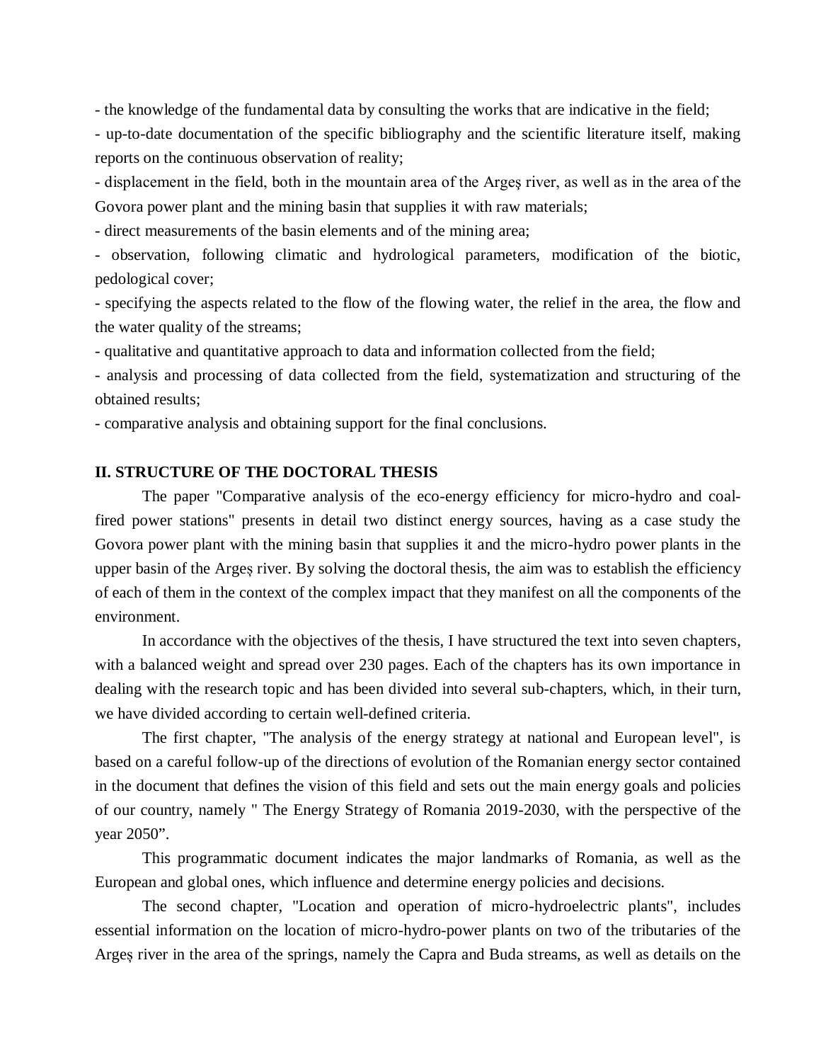- the knowledge of the fundamental data by consulting the works that are indicative in the field;

- up-to-date documentation of the specific bibliography and the scientific literature itself, making reports on the continuous observation of reality;

- displacement in the field, both in the mountain area of the Argeş river, as well as in the area of the Govora power plant and the mining basin that supplies it with raw materials;

- direct measurements of the basin elements and of the mining area;

- observation, following climatic and hydrological parameters, modification of the biotic, pedological cover;

- specifying the aspects related to the flow of the flowing water, the relief in the area, the flow and the water quality of the streams;

- qualitative and quantitative approach to data and information collected from the field;

- analysis and processing of data collected from the field, systematization and structuring of the obtained results;

- comparative analysis and obtaining support for the final conclusions.

## II. STRUCTURE OF THE DOCTORAL THESIS

The paper "Comparative analysis of the eco-energy efficiency for micro-hydro and coal-fired power stations" presents in detail two distinct energy sources, having as a case study the Govora power plant with the mining basin that supplies it and the micro-hydro power plants in the upper basin of the Argeș river. By solving the doctoral thesis, the aim was to establish the efficiency of each of them in the context of the complex impact that they manifest on all the components of the environment.

In accordance with the objectives of the thesis, I have structured the text into seven chapters, with a balanced weight and spread over 230 pages. Each of the chapters has its own importance in dealing with the research topic and has been divided into several sub-chapters, which, in their turn, we have divided according to certain well-defined criteria.

The first chapter, "The analysis of the energy strategy at national and European level", is based on a careful follow-up of the directions of evolution of the Romanian energy sector contained in the document that defines the vision of this field and sets out the main energy goals and policies of our country, namely " The Energy Strategy of Romania 2019-2030, with the perspective of the year 2050".

This programmatic document indicates the major landmarks of Romania, as well as the European and global ones, which influence and determine energy policies and decisions.

The second chapter, "Location and operation of micro-hydroelectric plants", includes essential information on the location of micro-hydro-power plants on two of the tributaries of the Argeș river in the area of the springs, namely the Capra and Buda streams, as well as details on the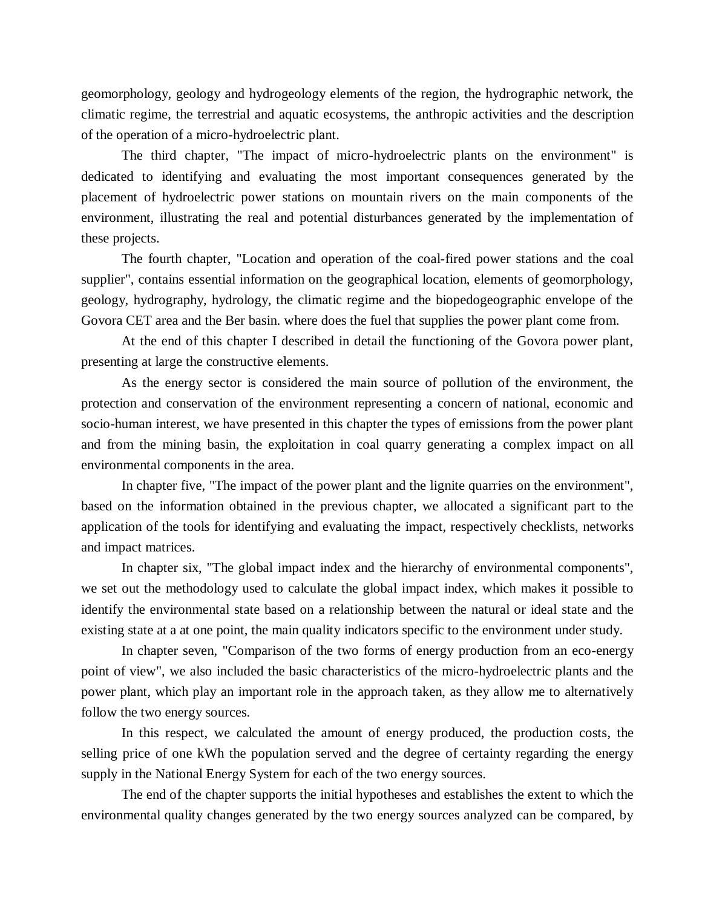geomorphology, geology and hydrogeology elements of the region, the hydrographic network, the climatic regime, the terrestrial and aquatic ecosystems, the anthropic activities and the description of the operation of a micro-hydroelectric plant.

The third chapter, "The impact of micro-hydroelectric plants on the environment" is dedicated to identifying and evaluating the most important consequences generated by the placement of hydroelectric power stations on mountain rivers on the main components of the environment, illustrating the real and potential disturbances generated by the implementation of these projects.

The fourth chapter, "Location and operation of the coal-fired power stations and the coal supplier", contains essential information on the geographical location, elements of geomorphology, geology, hydrography, hydrology, the climatic regime and the biopedogeographic envelope of the Govora CET area and the Ber basin. where does the fuel that supplies the power plant come from.

At the end of this chapter I described in detail the functioning of the Govora power plant, presenting at large the constructive elements.

As the energy sector is considered the main source of pollution of the environment, the protection and conservation of the environment representing a concern of national, economic and socio-human interest, we have presented in this chapter the types of emissions from the power plant and from the mining basin, the exploitation in coal quarry generating a complex impact on all environmental components in the area.

In chapter five, "The impact of the power plant and the lignite quarries on the environment", based on the information obtained in the previous chapter, we allocated a significant part to the application of the tools for identifying and evaluating the impact, respectively checklists, networks and impact matrices.

In chapter six, "The global impact index and the hierarchy of environmental components", we set out the methodology used to calculate the global impact index, which makes it possible to identify the environmental state based on a relationship between the natural or ideal state and the existing state at a at one point, the main quality indicators specific to the environment under study.

In chapter seven, "Comparison of the two forms of energy production from an eco-energy point of view", we also included the basic characteristics of the micro-hydroelectric plants and the power plant, which play an important role in the approach taken, as they allow me to alternatively follow the two energy sources.

In this respect, we calculated the amount of energy produced, the production costs, the selling price of one kWh the population served and the degree of certainty regarding the energy supply in the National Energy System for each of the two energy sources.

The end of the chapter supports the initial hypotheses and establishes the extent to which the environmental quality changes generated by the two energy sources analyzed can be compared, by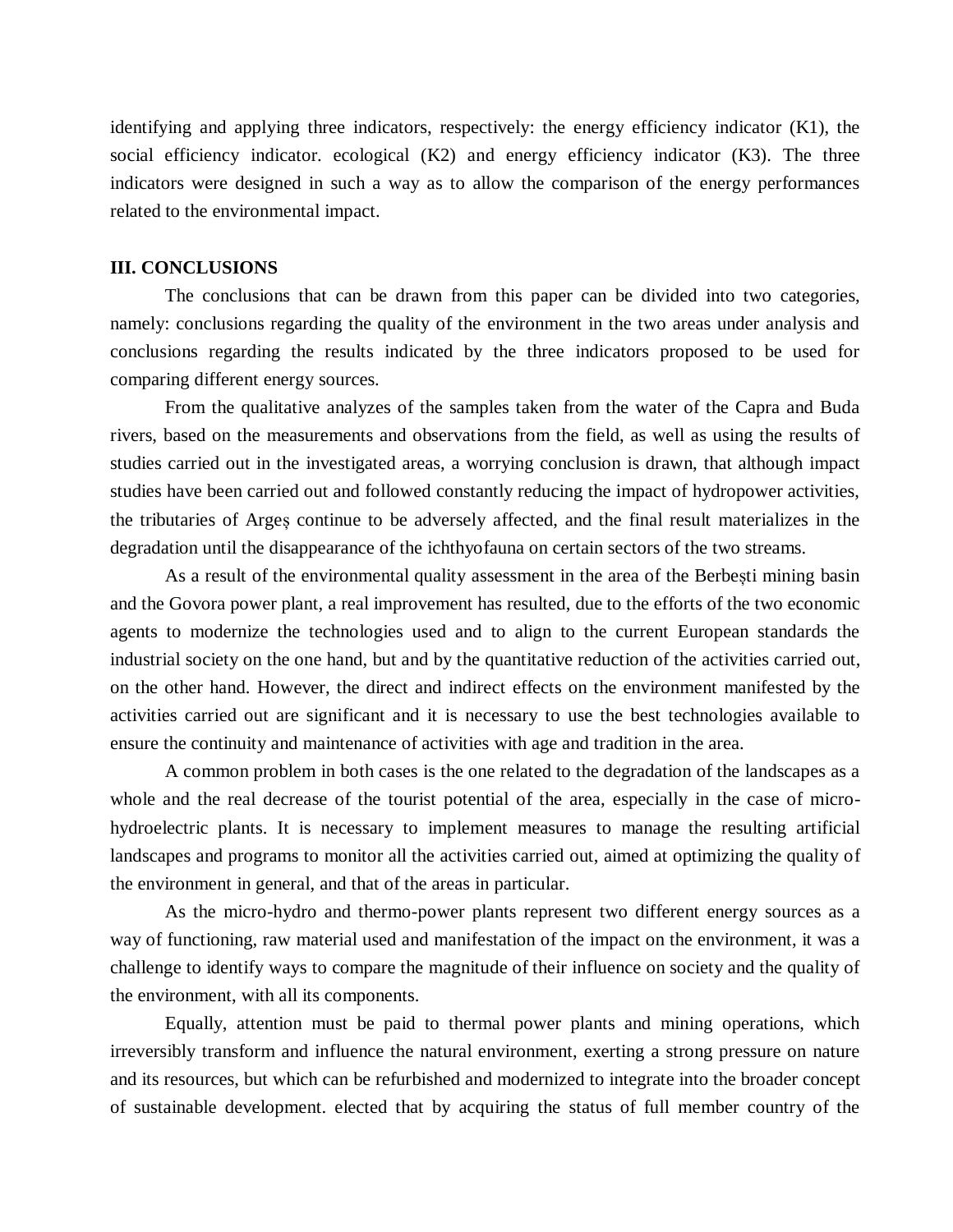identifying and applying three indicators, respectively: the energy efficiency indicator (K1), the social efficiency indicator. ecological (K2) and energy efficiency indicator (K3). The three indicators were designed in such a way as to allow the comparison of the energy performances related to the environmental impact.

## III. CONCLUSIONS

The conclusions that can be drawn from this paper can be divided into two categories, namely: conclusions regarding the quality of the environment in the two areas under analysis and conclusions regarding the results indicated by the three indicators proposed to be used for comparing different energy sources.

From the qualitative analyzes of the samples taken from the water of the Capra and Buda rivers, based on the measurements and observations from the field, as well as using the results of studies carried out in the investigated areas, a worrying conclusion is drawn, that although impact studies have been carried out and followed constantly reducing the impact of hydropower activities, the tributaries of Argeș continue to be adversely affected, and the final result materializes in the degradation until the disappearance of the ichthyofauna on certain sectors of the two streams.

As a result of the environmental quality assessment in the area of the Berbești mining basin and the Govora power plant, a real improvement has resulted, due to the efforts of the two economic agents to modernize the technologies used and to align to the current European standards the industrial society on the one hand, but and by the quantitative reduction of the activities carried out, on the other hand. However, the direct and indirect effects on the environment manifested by the activities carried out are significant and it is necessary to use the best technologies available to ensure the continuity and maintenance of activities with age and tradition in the area.

A common problem in both cases is the one related to the degradation of the landscapes as a whole and the real decrease of the tourist potential of the area, especially in the case of micro-hydroelectric plants. It is necessary to implement measures to manage the resulting artificial landscapes and programs to monitor all the activities carried out, aimed at optimizing the quality of the environment in general, and that of the areas in particular.

As the micro-hydro and thermo-power plants represent two different energy sources as a way of functioning, raw material used and manifestation of the impact on the environment, it was a challenge to identify ways to compare the magnitude of their influence on society and the quality of the environment, with all its components.

Equally, attention must be paid to thermal power plants and mining operations, which irreversibly transform and influence the natural environment, exerting a strong pressure on nature and its resources, but which can be refurbished and modernized to integrate into the broader concept of sustainable development. elected that by acquiring the status of full member country of the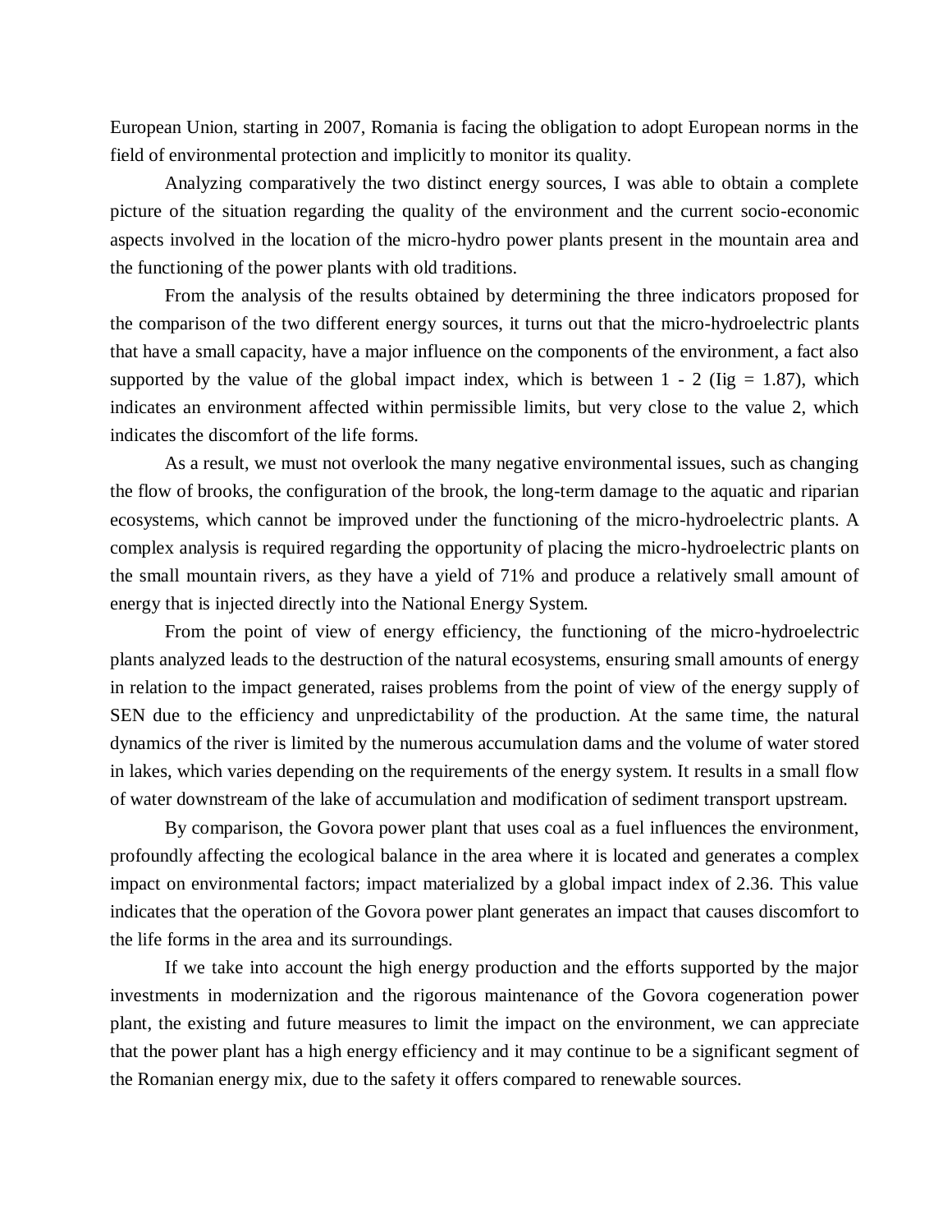European Union, starting in 2007, Romania is facing the obligation to adopt European norms in the field of environmental protection and implicitly to monitor its quality.

Analyzing comparatively the two distinct energy sources, I was able to obtain a complete picture of the situation regarding the quality of the environment and the current socio-economic aspects involved in the location of the micro-hydro power plants present in the mountain area and the functioning of the power plants with old traditions.

From the analysis of the results obtained by determining the three indicators proposed for the comparison of the two different energy sources, it turns out that the micro-hydroelectric plants that have a small capacity, have a major influence on the components of the environment, a fact also supported by the value of the global impact index, which is between 1 - 2 (Iig = 1.87), which indicates an environment affected within permissible limits, but very close to the value 2, which indicates the discomfort of the life forms.

As a result, we must not overlook the many negative environmental issues, such as changing the flow of brooks, the configuration of the brook, the long-term damage to the aquatic and riparian ecosystems, which cannot be improved under the functioning of the micro-hydroelectric plants. A complex analysis is required regarding the opportunity of placing the micro-hydroelectric plants on the small mountain rivers, as they have a yield of 71% and produce a relatively small amount of energy that is injected directly into the National Energy System.

From the point of view of energy efficiency, the functioning of the micro-hydroelectric plants analyzed leads to the destruction of the natural ecosystems, ensuring small amounts of energy in relation to the impact generated, raises problems from the point of view of the energy supply of SEN due to the efficiency and unpredictability of the production. At the same time, the natural dynamics of the river is limited by the numerous accumulation dams and the volume of water stored in lakes, which varies depending on the requirements of the energy system. It results in a small flow of water downstream of the lake of accumulation and modification of sediment transport upstream.

By comparison, the Govora power plant that uses coal as a fuel influences the environment, profoundly affecting the ecological balance in the area where it is located and generates a complex impact on environmental factors; impact materialized by a global impact index of 2.36. This value indicates that the operation of the Govora power plant generates an impact that causes discomfort to the life forms in the area and its surroundings.

If we take into account the high energy production and the efforts supported by the major investments in modernization and the rigorous maintenance of the Govora cogeneration power plant, the existing and future measures to limit the impact on the environment, we can appreciate that the power plant has a high energy efficiency and it may continue to be a significant segment of the Romanian energy mix, due to the safety it offers compared to renewable sources.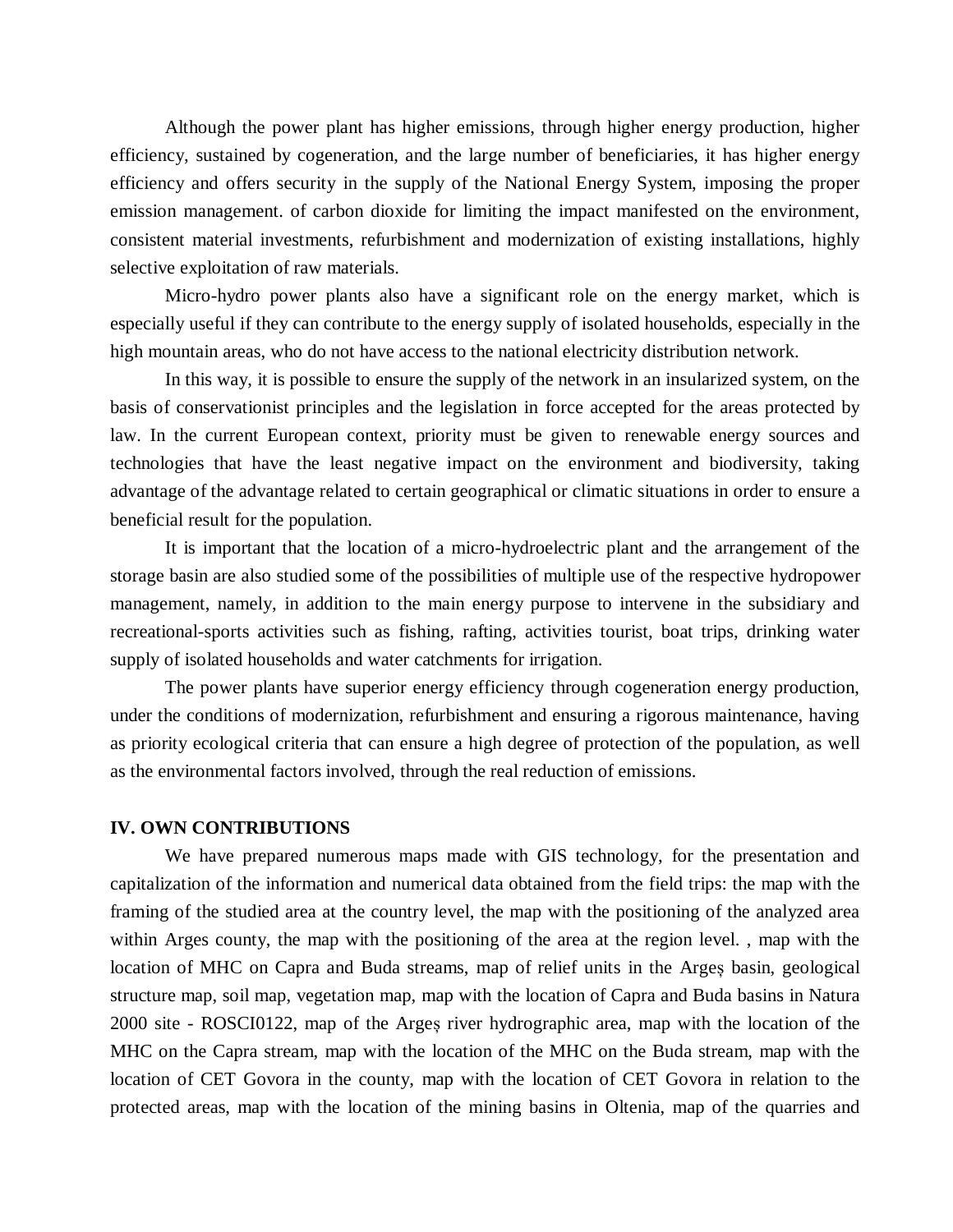Although the power plant has higher emissions, through higher energy production, higher efficiency, sustained by cogeneration, and the large number of beneficiaries, it has higher energy efficiency and offers security in the supply of the National Energy System, imposing the proper emission management. of carbon dioxide for limiting the impact manifested on the environment, consistent material investments, refurbishment and modernization of existing installations, highly selective exploitation of raw materials.

Micro-hydro power plants also have a significant role on the energy market, which is especially useful if they can contribute to the energy supply of isolated households, especially in the high mountain areas, who do not have access to the national electricity distribution network.

In this way, it is possible to ensure the supply of the network in an insularized system, on the basis of conservationist principles and the legislation in force accepted for the areas protected by law. In the current European context, priority must be given to renewable energy sources and technologies that have the least negative impact on the environment and biodiversity, taking advantage of the advantage related to certain geographical or climatic situations in order to ensure a beneficial result for the population.

It is important that the location of a micro-hydroelectric plant and the arrangement of the storage basin are also studied some of the possibilities of multiple use of the respective hydropower management, namely, in addition to the main energy purpose to intervene in the subsidiary and recreational-sports activities such as fishing, rafting, activities tourist, boat trips, drinking water supply of isolated households and water catchments for irrigation.

The power plants have superior energy efficiency through cogeneration energy production, under the conditions of modernization, refurbishment and ensuring a rigorous maintenance, having as priority ecological criteria that can ensure a high degree of protection of the population, as well as the environmental factors involved, through the real reduction of emissions.

## IV. OWN CONTRIBUTIONS

We have prepared numerous maps made with GIS technology, for the presentation and capitalization of the information and numerical data obtained from the field trips: the map with the framing of the studied area at the country level, the map with the positioning of the analyzed area within Arges county, the map with the positioning of the area at the region level. , map with the location of MHC on Capra and Buda streams, map of relief units in the Argeș basin, geological structure map, soil map, vegetation map, map with the location of Capra and Buda basins in Natura 2000 site - ROSCI0122, map of the Argeș river hydrographic area, map with the location of the MHC on the Capra stream, map with the location of the MHC on the Buda stream, map with the location of CET Govora in the county, map with the location of CET Govora in relation to the protected areas, map with the location of the mining basins in Oltenia, map of the quarries and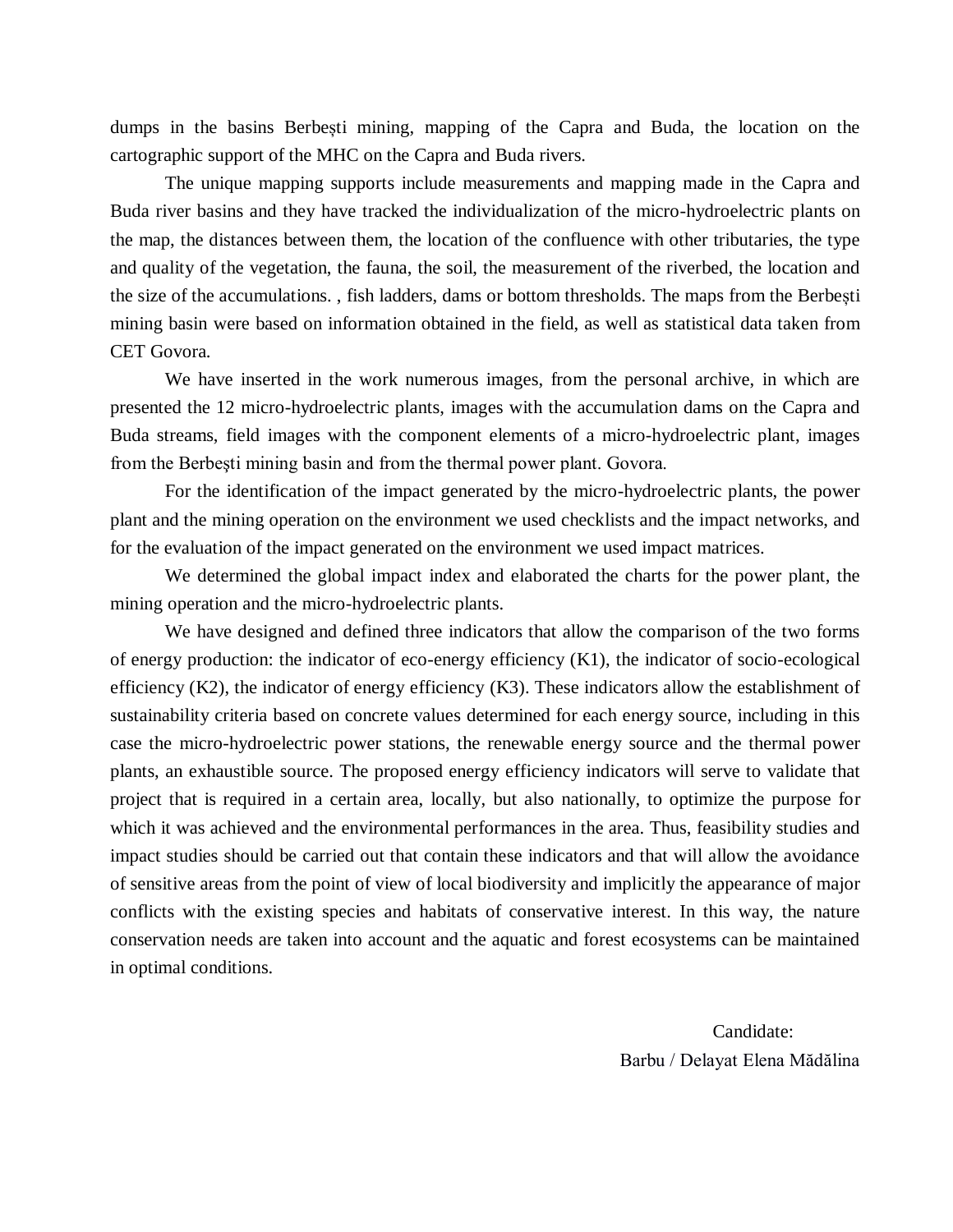dumps in the basins Berbești mining, mapping of the Capra and Buda, the location on the cartographic support of the MHC on the Capra and Buda rivers.

The unique mapping supports include measurements and mapping made in the Capra and Buda river basins and they have tracked the individualization of the micro-hydroelectric plants on the map, the distances between them, the location of the confluence with other tributaries, the type and quality of the vegetation, the fauna, the soil, the measurement of the riverbed, the location and the size of the accumulations. , fish ladders, dams or bottom thresholds. The maps from the Berbești mining basin were based on information obtained in the field, as well as statistical data taken from CET Govora.

We have inserted in the work numerous images, from the personal archive, in which are presented the 12 micro-hydroelectric plants, images with the accumulation dams on the Capra and Buda streams, field images with the component elements of a micro-hydroelectric plant, images from the Berbeşti mining basin and from the thermal power plant. Govora.

For the identification of the impact generated by the micro-hydroelectric plants, the power plant and the mining operation on the environment we used checklists and the impact networks, and for the evaluation of the impact generated on the environment we used impact matrices.

We determined the global impact index and elaborated the charts for the power plant, the mining operation and the micro-hydroelectric plants.

We have designed and defined three indicators that allow the comparison of the two forms of energy production: the indicator of eco-energy efficiency (K1), the indicator of socio-ecological efficiency (K2), the indicator of energy efficiency (K3). These indicators allow the establishment of sustainability criteria based on concrete values determined for each energy source, including in this case the micro-hydroelectric power stations, the renewable energy source and the thermal power plants, an exhaustible source. The proposed energy efficiency indicators will serve to validate that project that is required in a certain area, locally, but also nationally, to optimize the purpose for which it was achieved and the environmental performances in the area. Thus, feasibility studies and impact studies should be carried out that contain these indicators and that will allow the avoidance of sensitive areas from the point of view of local biodiversity and implicitly the appearance of major conflicts with the existing species and habitats of conservative interest. In this way, the nature conservation needs are taken into account and the aquatic and forest ecosystems can be maintained in optimal conditions.

Candidate:
Barbu / Delayat Elena Mădălina